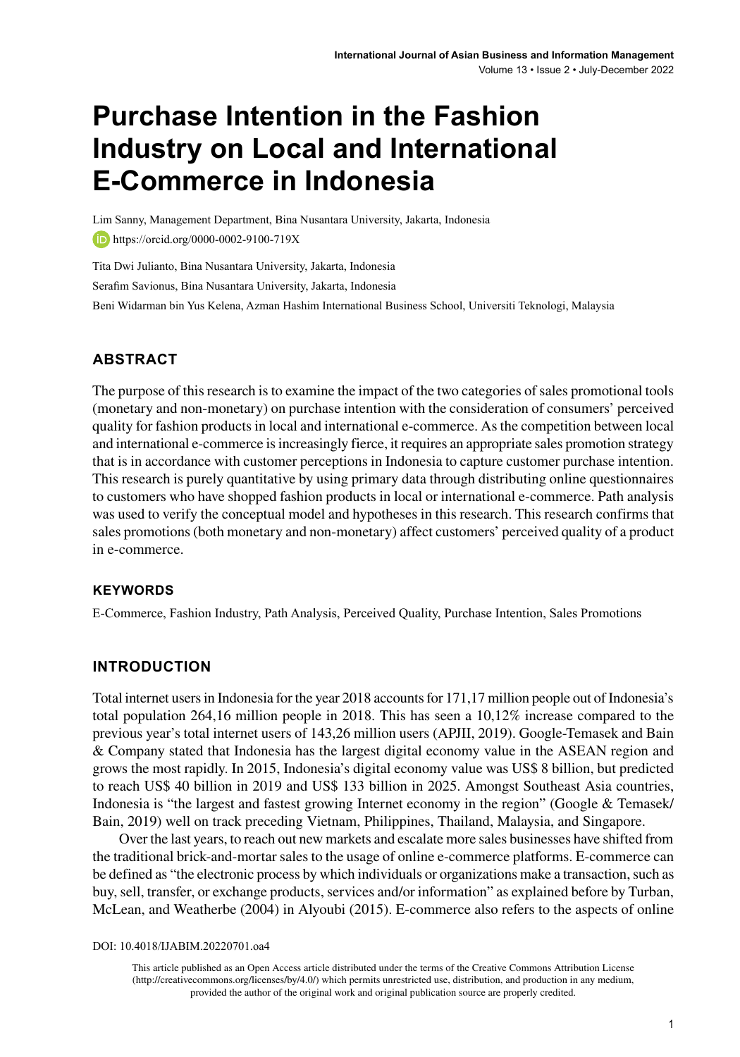# Purchase Intention in the Fashion Industry on Local and International E-Commerce in Indonesia

Lim Sanny, Management Department, Bina Nusantara University, Jakarta, Indonesia

https://orcid.org/0000-0002-9100-719X

Tita Dwi Julianto, Bina Nusantara University, Jakarta, Indonesia

Serafim Savionus, Bina Nusantara University, Jakarta, Indonesia

Beni Widarman bin Yus Kelena, Azman Hashim International Business School, Universiti Teknologi, Malaysia

## ABSTRACT

The purpose of this research is to examine the impact of the two categories of sales promotional tools (monetary and non-monetary) on purchase intention with the consideration of consumers' perceived quality for fashion products in local and international e-commerce. As the competition between local and international e-commerce is increasingly fierce, it requires an appropriate sales promotion strategy that is in accordance with customer perceptions in Indonesia to capture customer purchase intention. This research is purely quantitative by using primary data through distributing online questionnaires to customers who have shopped fashion products in local or international e-commerce. Path analysis was used to verify the conceptual model and hypotheses in this research. This research confirms that sales promotions (both monetary and non-monetary) affect customers' perceived quality of a product in e-commerce.

### KEYWORDS

E-Commerce, Fashion Industry, Path Analysis, Perceived Quality, Purchase Intention, Sales Promotions

## INTRODUCTION

Total internet users in Indonesia for the year 2018 accounts for 171,17 million people out of Indonesia's total population 264,16 million people in 2018. This has seen a 10,12% increase compared to the previous year's total internet users of 143,26 million users (APJII, 2019). Google-Temasek and Bain & Company stated that Indonesia has the largest digital economy value in the ASEAN region and grows the most rapidly. In 2015, Indonesia's digital economy value was US$ 8 billion, but predicted to reach US$ 40 billion in 2019 and US$ 133 billion in 2025. Amongst Southeast Asia countries, Indonesia is "the largest and fastest growing Internet economy in the region" (Google & Temasek/Bain, 2019) well on track preceding Vietnam, Philippines, Thailand, Malaysia, and Singapore.

Over the last years, to reach out new markets and escalate more sales businesses have shifted from the traditional brick-and-mortar sales to the usage of online e-commerce platforms. E-commerce can be defined as "the electronic process by which individuals or organizations make a transaction, such as buy, sell, transfer, or exchange products, services and/or information" as explained before by Turban, McLean, and Weatherbe (2004) in Alyoubi (2015). E-commerce also refers to the aspects of online

DOI: 10.4018/IJABIM.20220701.oa4

This article published as an Open Access article distributed under the terms of the Creative Commons Attribution License (http://creativecommons.org/licenses/by/4.0/) which permits unrestricted use, distribution, and production in any medium, provided the author of the original work and original publication source are properly credited.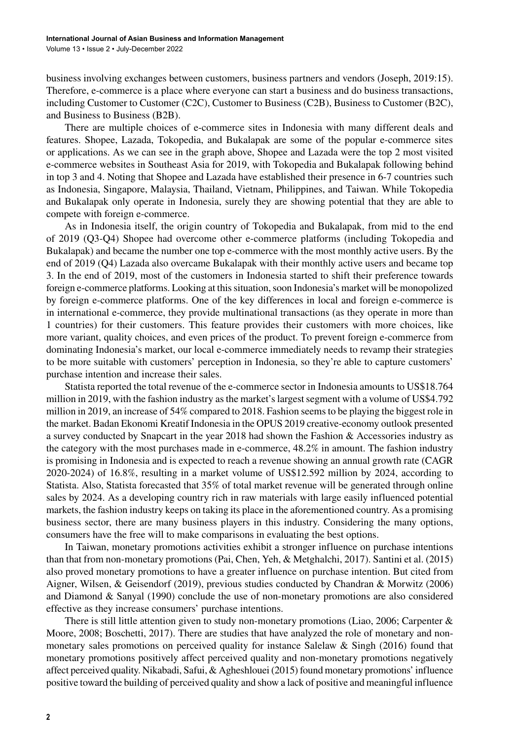business involving exchanges between customers, business partners and vendors (Joseph, 2019:15). Therefore, e-commerce is a place where everyone can start a business and do business transactions, including Customer to Customer (C2C), Customer to Business (C2B), Business to Customer (B2C), and Business to Business (B2B).

There are multiple choices of e-commerce sites in Indonesia with many different deals and features. Shopee, Lazada, Tokopedia, and Bukalapak are some of the popular e-commerce sites or applications. As we can see in the graph above, Shopee and Lazada were the top 2 most visited e-commerce websites in Southeast Asia for 2019, with Tokopedia and Bukalapak following behind in top 3 and 4. Noting that Shopee and Lazada have established their presence in 6-7 countries such as Indonesia, Singapore, Malaysia, Thailand, Vietnam, Philippines, and Taiwan. While Tokopedia and Bukalapak only operate in Indonesia, surely they are showing potential that they are able to compete with foreign e-commerce.

As in Indonesia itself, the origin country of Tokopedia and Bukalapak, from mid to the end of 2019 (Q3-Q4) Shopee had overcome other e-commerce platforms (including Tokopedia and Bukalapak) and became the number one top e-commerce with the most monthly active users. By the end of 2019 (Q4) Lazada also overcame Bukalapak with their monthly active users and became top 3. In the end of 2019, most of the customers in Indonesia started to shift their preference towards foreign e-commerce platforms. Looking at this situation, soon Indonesia's market will be monopolized by foreign e-commerce platforms. One of the key differences in local and foreign e-commerce is in international e-commerce, they provide multinational transactions (as they operate in more than 1 countries) for their customers. This feature provides their customers with more choices, like more variant, quality choices, and even prices of the product. To prevent foreign e-commerce from dominating Indonesia's market, our local e-commerce immediately needs to revamp their strategies to be more suitable with customers' perception in Indonesia, so they're able to capture customers' purchase intention and increase their sales.

Statista reported the total revenue of the e-commerce sector in Indonesia amounts to US$18.764 million in 2019, with the fashion industry as the market's largest segment with a volume of US$4.792 million in 2019, an increase of 54% compared to 2018. Fashion seems to be playing the biggest role in the market. Badan Ekonomi Kreatif Indonesia in the OPUS 2019 creative-economy outlook presented a survey conducted by Snapcart in the year 2018 had shown the Fashion & Accessories industry as the category with the most purchases made in e-commerce, 48.2% in amount. The fashion industry is promising in Indonesia and is expected to reach a revenue showing an annual growth rate (CAGR 2020-2024) of 16.8%, resulting in a market volume of US$12.592 million by 2024, according to Statista. Also, Statista forecasted that 35% of total market revenue will be generated through online sales by 2024. As a developing country rich in raw materials with large easily influenced potential markets, the fashion industry keeps on taking its place in the aforementioned country. As a promising business sector, there are many business players in this industry. Considering the many options, consumers have the free will to make comparisons in evaluating the best options.

In Taiwan, monetary promotions activities exhibit a stronger influence on purchase intentions than that from non-monetary promotions (Pai, Chen, Yeh, & Metghalchi, 2017). Santini et al. (2015) also proved monetary promotions to have a greater influence on purchase intention. But cited from Aigner, Wilsen, & Geisendorf (2019), previous studies conducted by Chandran & Morwitz (2006) and Diamond & Sanyal (1990) conclude the use of non-monetary promotions are also considered effective as they increase consumers' purchase intentions.

There is still little attention given to study non-monetary promotions (Liao, 2006; Carpenter & Moore, 2008; Boschetti, 2017). There are studies that have analyzed the role of monetary and non-monetary sales promotions on perceived quality for instance Salelaw & Singh (2016) found that monetary promotions positively affect perceived quality and non-monetary promotions negatively affect perceived quality. Nikabadi, Safui, & Agheshlouei (2015) found monetary promotions' influence positive toward the building of perceived quality and show a lack of positive and meaningful influence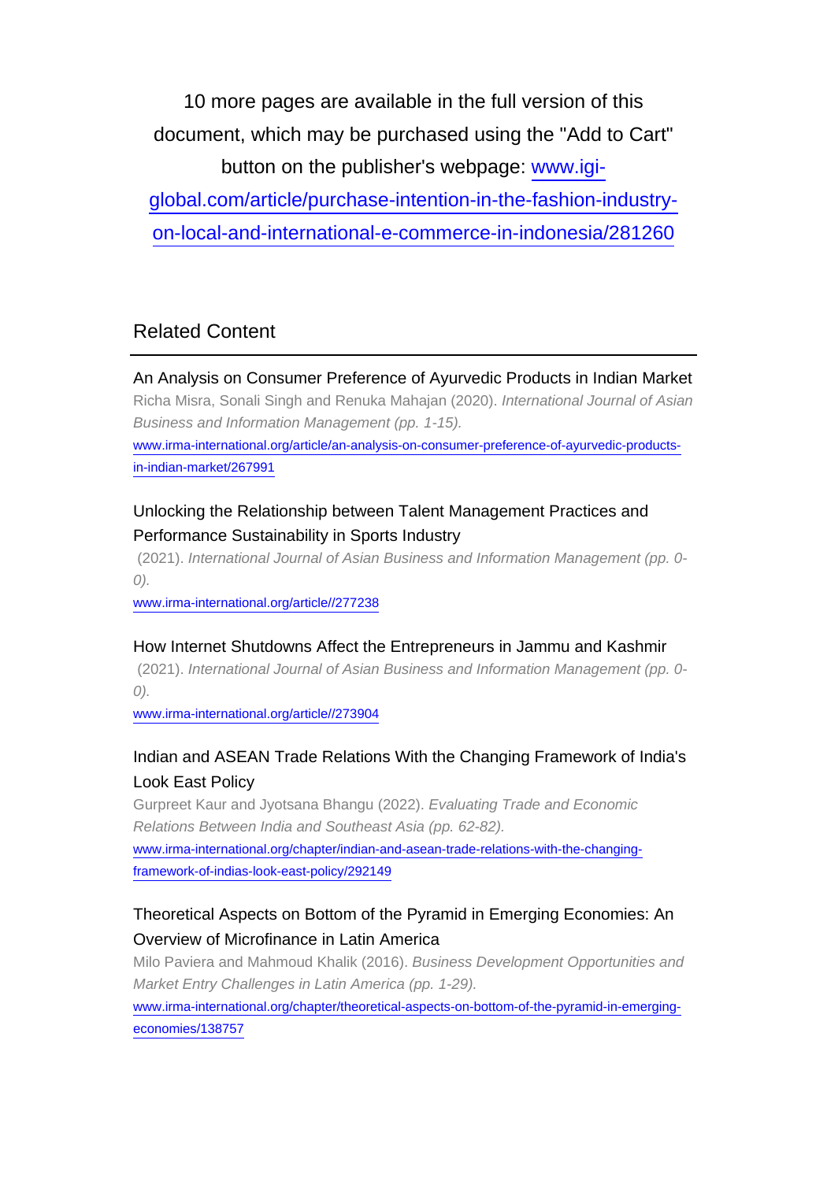10 more pages are available in the full version of this document, which may be purchased using the "Add to Cart" button on the publisher's webpage: www.igi-global.com/article/purchase-intention-in-the-fashion-industry-on-local-and-international-e-commerce-in-indonesia/281260

## Related Content

An Analysis on Consumer Preference of Ayurvedic Products in Indian Market
Richa Misra, Sonali Singh and Renuka Mahajan (2020). *International Journal of Asian Business and Information Management (pp. 1-15).*
www.irma-international.org/article/an-analysis-on-consumer-preference-of-ayurvedic-products-in-indian-market/267991

Unlocking the Relationship between Talent Management Practices and Performance Sustainability in Sports Industry
(2021). *International Journal of Asian Business and Information Management (pp. 0-0).*
www.irma-international.org/article//277238

How Internet Shutdowns Affect the Entrepreneurs in Jammu and Kashmir
(2021). *International Journal of Asian Business and Information Management (pp. 0-0).*
www.irma-international.org/article//273904

Indian and ASEAN Trade Relations With the Changing Framework of India's Look East Policy
Gurpreet Kaur and Jyotsana Bhangu (2022). *Evaluating Trade and Economic Relations Between India and Southeast Asia (pp. 62-82).*
www.irma-international.org/chapter/indian-and-asean-trade-relations-with-the-changing-framework-of-indias-look-east-policy/292149

Theoretical Aspects on Bottom of the Pyramid in Emerging Economies: An Overview of Microfinance in Latin America
Milo Paviera and Mahmoud Khalik (2016). *Business Development Opportunities and Market Entry Challenges in Latin America (pp. 1-29).*
www.irma-international.org/chapter/theoretical-aspects-on-bottom-of-the-pyramid-in-emerging-economies/138757